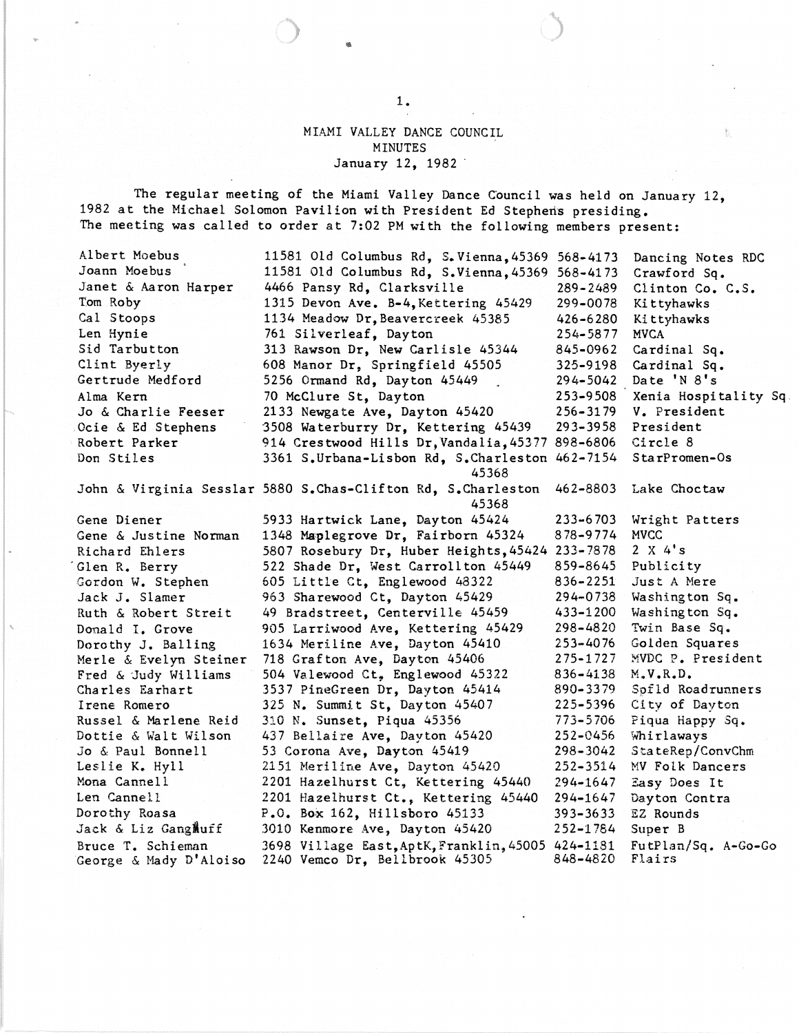# MIAMI VALLEY DANCE COUNCIL
## MINUTES
### January 12, 1982

The regular meeting of the Miami Valley Dance Council was held on January 12, 1982 at the Michael Solomon Pavilion with President Ed Stephens presiding. The meeting was called to order at 7:02 PM with the following members present:

| Name | Address | Phone | Club/Position |
|---|---|---|---|
| Albert Moebus | 11581 Old Columbus Rd, S.Vienna,45369 | 568-4173 | Dancing Notes RDC |
| Joann Moebus | 11581 Old Columbus Rd, S.Vienna,45369 | 568-4173 | Crawford Sq. |
| Janet & Aaron Harper | 4466 Pansy Rd, Clarksville | 289-2489 | Clinton Co. C.S. |
| Tom Roby | 1315 Devon Ave. B-4,Kettering 45429 | 299-0078 | Kittyhawks |
| Cal Stoops | 1134 Meadow Dr,Beavercreek 45385 | 426-6280 | Kittyhawks |
| Len Hynie | 761 Silverleaf, Dayton | 254-5877 | MVCA |
| Sid Tarbutton | 313 Rawson Dr, New Carlisle 45344 | 845-0962 | Cardinal Sq. |
| Clint Byerly | 608 Manor Dr, Springfield 45505 | 325-9198 | Cardinal Sq. |
| Gertrude Medford | 5256 Ormand Rd, Dayton 45449 | 294-5042 | Date 'N 8's |
| Alma Kern | 70 McClure St, Dayton | 253-9508 | Xenia Hospitality Sq. |
| Jo & Charlie Feeser | 2133 Newgate Ave, Dayton 45420 | 256-3179 | V. President |
| Ocie & Ed Stephens | 3508 Waterburry Dr, Kettering 45439 | 293-3958 | President |
| Robert Parker | 914 Crestwood Hills Dr,Vandalia,45377 | 898-6806 | Circle 8 |
| Don Stiles | 3361 S.Urbana-Lisbon Rd, S.Charleston 45368 | 462-7154 | StarPromen-Os |
| John & Virginia Sesslar | 5880 S.Chas-Clifton Rd, S.Charleston 45368 | 462-8803 | Lake Choctaw |
| Gene Diener | 5933 Hartwick Lane, Dayton 45424 | 233-6703 | Wright Patters |
| Gene & Justine Norman | 1348 Maplegrove Dr, Fairborn 45324 | 878-9774 | MVCC |
| Richard Ehlers | 5807 Rosebury Dr, Huber Heights,45424 | 233-7878 | 2 X 4's |
| Glen R. Berry | 522 Shade Dr, West Carrollton 45449 | 859-8645 | Publicity |
| Gordon W. Stephen | 605 Little Ct, Englewood 48322 | 836-2251 | Just A Mere |
| Jack J. Slamer | 963 Sharewood Ct, Dayton 45429 | 294-0738 | Washington Sq. |
| Ruth & Robert Streit | 49 Bradstreet, Centerville 45459 | 433-1200 | Washington Sq. |
| Donald I. Grove | 905 Larriwood Ave, Kettering 45429 | 298-4820 | Twin Base Sq. |
| Dorothy J. Balling | 1634 Meriline Ave, Dayton 45410 | 253-4076 | Golden Squares |
| Merle & Evelyn Steiner | 718 Grafton Ave, Dayton 45406 | 275-1727 | MVDC P. President |
| Fred & Judy Williams | 504 Valewood Ct, Englewood 45322 | 836-4138 | M.V.R.D. |
| Charles Earhart | 3537 PineGreen Dr, Dayton 45414 | 890-3379 | Spfld Roadrunners |
| Irene Romero | 325 N. Summit St, Dayton 45407 | 225-5396 | City of Dayton |
| Russel & Marlene Reid | 310 N. Sunset, Piqua 45356 | 773-5706 | Piqua Happy Sq. |
| Dottie & Walt Wilson | 437 Bellaire Ave, Dayton 45420 | 252-0456 | Whirlaways |
| Jo & Paul Bonnell | 53 Corona Ave, Dayton 45419 | 298-3042 | StateRep/ConvChm |
| Leslie K. Hyll | 2151 Meriline Ave, Dayton 45420 | 252-3514 | MV Folk Dancers |
| Mona Cannell | 2201 Hazelhurst Ct, Kettering 45440 | 294-1647 | Easy Does It |
| Len Cannell | 2201 Hazelhurst Ct., Kettering 45440 | 294-1647 | Dayton Contra |
| Dorothy Roasa | P.O. Box 162, Hillsboro 45133 | 393-3633 | EZ Rounds |
| Jack & Liz Gangluff | 3010 Kenmore Ave, Dayton 45420 | 252-1784 | Super B |
| Bruce T. Schieman | 3698 Village East,AptK,Franklin,45005 | 424-1181 | FutPlan/Sq. A-Go-Go |
| George & Mady D'Aloiso | 2240 Vemco Dr, Bellbrook 45305 | 848-4820 | Flairs |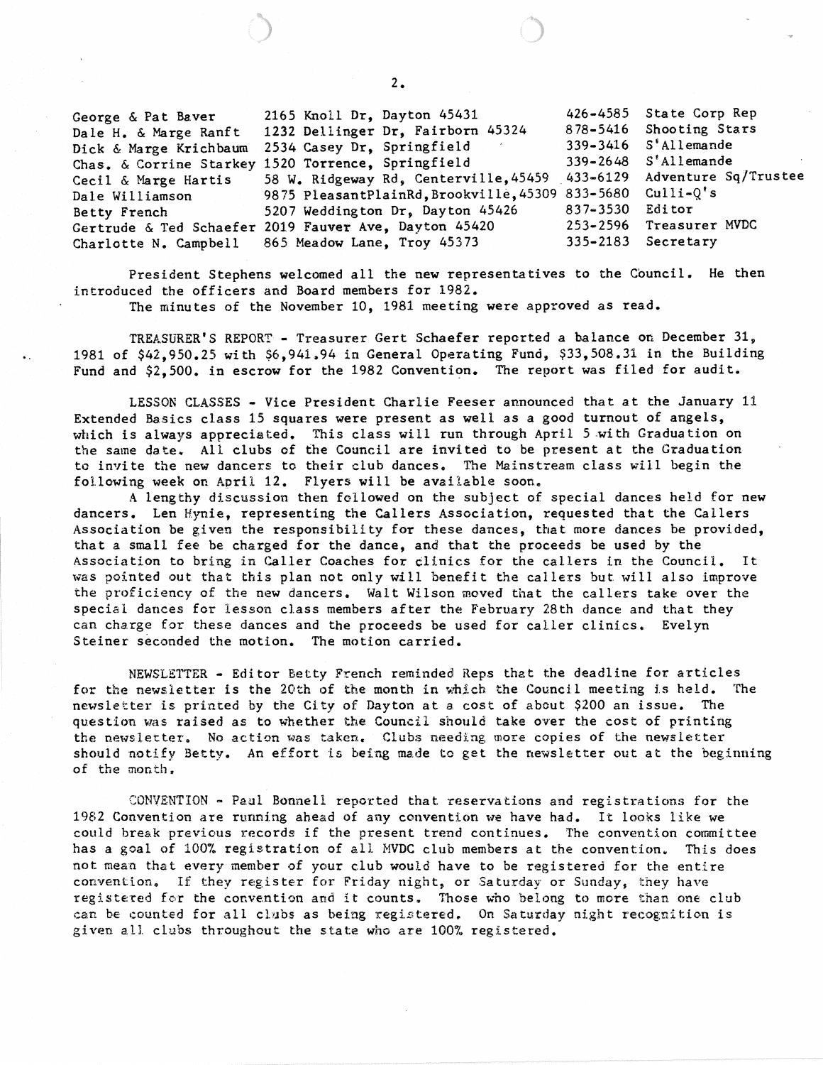| | | | |
|---|---|---|---|
| George & Pat Baver | 2165 Knoll Dr, Dayton 45431 | 426-4585 | State Corp Rep |
| Dale H. & Marge Ranft | 1232 Dellinger Dr, Fairborn 45324 | 878-5416 | Shooting Stars |
| Dick & Marge Krichbaum | 2534 Casey Dr, Springfield | 339-3416 | S'Allemande |
| Chas. & Corrine Starkey | 1520 Torrence, Springfield | 339-2648 | S'Allemande |
| Cecil & Marge Hartis | 58 W. Ridgeway Rd, Centerville, 45459 | 433-6129 | Adventure Sq/Trustee |
| Dale Williamson | 9875 PleasantPlainRd, Brookville, 45309 | 833-5680 | Culli-Q's |
| Betty French | 5207 Weddington Dr, Dayton 45426 | 837-3530 | Editor |
| Gertrude & Ted Schaefer | 2019 Fauver Ave, Dayton 45420 | 253-2596 | Treasurer MVDC |
| Charlotte N. Campbell | 865 Meadow Lane, Troy 45373 | 335-2183 | Secretary |

President Stephens welcomed all the new representatives to the Council. He then introduced the officers and Board members for 1982.

The minutes of the November 10, 1981 meeting were approved as read.

TREASURER'S REPORT - Treasurer Gert Schaefer reported a balance on December 31, 1981 of $42,950.25 with $6,941.94 in General Operating Fund, $33,508.31 in the Building Fund and $2,500. in escrow for the 1982 Convention. The report was filed for audit.

LESSON CLASSES - Vice President Charlie Feeser announced that at the January 11 Extended Basics class 15 squares were present as well as a good turnout of angels, which is always appreciated. This class will run through April 5 with Graduation on the same date. All clubs of the Council are invited to be present at the Graduation to invite the new dancers to their club dances. The Mainstream class will begin the following week on April 12. Flyers will be available soon.

A lengthy discussion then followed on the subject of special dances held for new dancers. Len Hynie, representing the Callers Association, requested that the Callers Association be given the responsibility for these dances, that more dances be provided, that a small fee be charged for the dance, and that the proceeds be used by the Association to bring in Caller Coaches for clinics for the callers in the Council. It was pointed out that this plan not only will benefit the callers but will also improve the proficiency of the new dancers. Walt Wilson moved that the callers take over the special dances for lesson class members after the February 28th dance and that they can charge for these dances and the proceeds be used for caller clinics. Evelyn Steiner seconded the motion. The motion carried.

NEWSLETTER - Editor Betty French reminded Reps that the deadline for articles for the newsletter is the 20th of the month in which the Council meeting is held. The newsletter is printed by the City of Dayton at a cost of about $200 an issue. The question was raised as to whether the Council should take over the cost of printing the newsletter. No action was taken. Clubs needing more copies of the newsletter should notify Betty. An effort is being made to get the newsletter out at the beginning of the month.

CONVENTION - Paul Bonnell reported that reservations and registrations for the 1982 Convention are running ahead of any convention we have had. It looks like we could break previous records if the present trend continues. The convention committee has a goal of 100% registration of all MVDC club members at the convention. This does not mean that every member of your club would have to be registered for the entire convention. If they register for Friday night, or Saturday or Sunday, they have registered for the convention and it counts. Those who belong to more than one club can be counted for all clubs as being registered. On Saturday night recognition is given all clubs throughout the state who are 100% registered.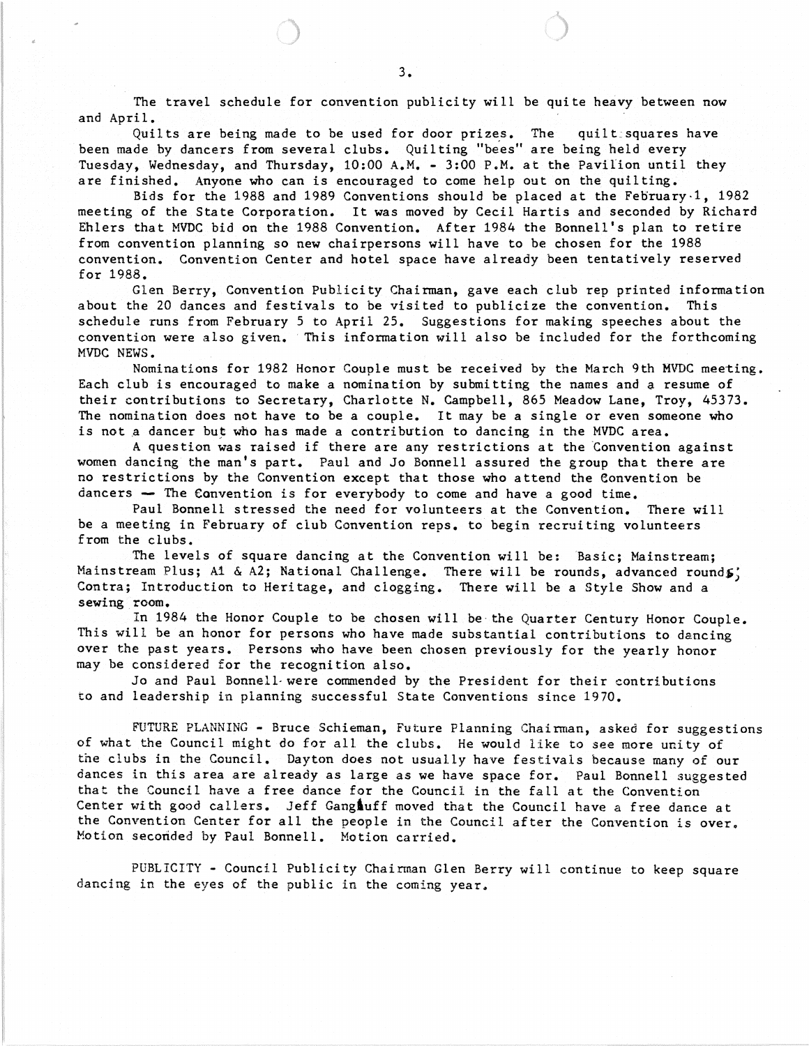The travel schedule for convention publicity will be quite heavy between now and April.

Quilts are being made to be used for door prizes. The quilt squares have been made by dancers from several clubs. Quilting "bees" are being held every Tuesday, Wednesday, and Thursday, 10:00 A.M. - 3:00 P.M. at the Pavilion until they are finished. Anyone who can is encouraged to come help out on the quilting.

Bids for the 1988 and 1989 Conventions should be placed at the February 1, 1982 meeting of the State Corporation. It was moved by Cecil Hartis and seconded by Richard Ehlers that MVDC bid on the 1988 Convention. After 1984 the Bonnell's plan to retire from convention planning so new chairpersons will have to be chosen for the 1988 convention. Convention Center and hotel space have already been tentatively reserved for 1988.

Glen Berry, Convention Publicity Chairman, gave each club rep printed information about the 20 dances and festivals to be visited to publicize the convention. This schedule runs from February 5 to April 25. Suggestions for making speeches about the convention were also given. This information will also be included for the forthcoming MVDC NEWS.

Nominations for 1982 Honor Couple must be received by the March 9th MVDC meeting. Each club is encouraged to make a nomination by submitting the names and a resume of their contributions to Secretary, Charlotte N. Campbell, 865 Meadow Lane, Troy, 45373. The nomination does not have to be a couple. It may be a single or even someone who is not a dancer but who has made a contribution to dancing in the MVDC area.

A question was raised if there are any restrictions at the Convention against women dancing the man's part. Paul and Jo Bonnell assured the group that there are no restrictions by the Convention except that those who attend the Convention be dancers — The Convention is for everybody to come and have a good time.

Paul Bonnell stressed the need for volunteers at the Convention. There will be a meeting in February of club Convention reps. to begin recruiting volunteers from the clubs.

The levels of square dancing at the Convention will be: Basic; Mainstream; Mainstream Plus; A1 & A2; National Challenge. There will be rounds, advanced rounds; Contra; Introduction to Heritage, and clogging. There will be a Style Show and a sewing room.

In 1984 the Honor Couple to be chosen will be the Quarter Century Honor Couple. This will be an honor for persons who have made substantial contributions to dancing over the past years. Persons who have been chosen previously for the yearly honor may be considered for the recognition also.

Jo and Paul Bonnell were commended by the President for their contributions to and leadership in planning successful State Conventions since 1970.

FUTURE PLANNING - Bruce Schieman, Future Planning Chairman, asked for suggestions of what the Council might do for all the clubs. He would like to see more unity of the clubs in the Council. Dayton does not usually have festivals because many of our dances in this area are already as large as we have space for. Paul Bonnell suggested that the Council have a free dance for the Council in the fall at the Convention Center with good callers. Jeff Gangluff moved that the Council have a free dance at the Convention Center for all the people in the Council after the Convention is over. Motion seconded by Paul Bonnell. Motion carried.

PUBLICITY - Council Publicity Chairman Glen Berry will continue to keep square dancing in the eyes of the public in the coming year.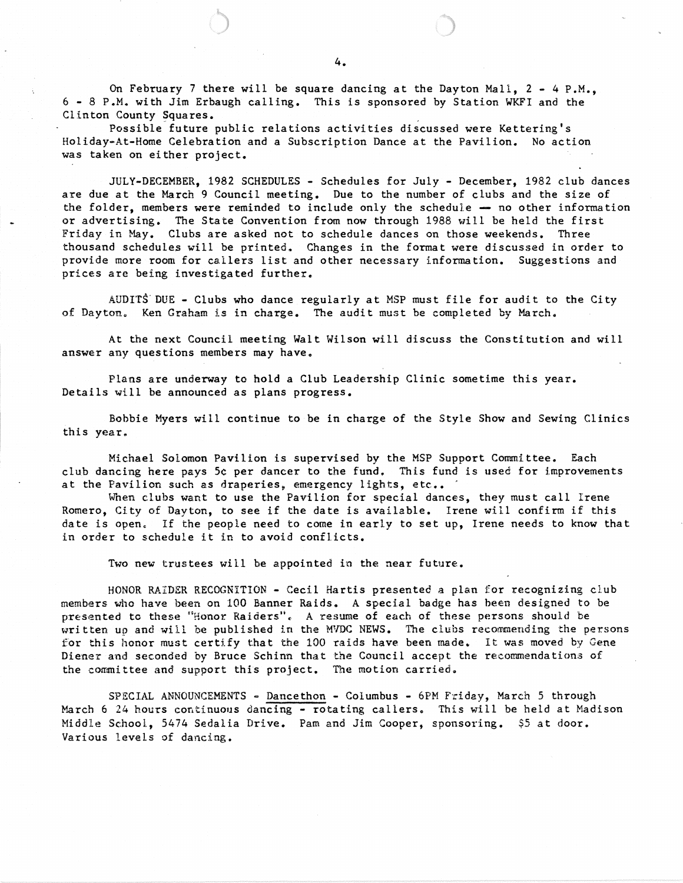On February 7 there will be square dancing at the Dayton Mall, 2 - 4 P.M., 6 - 8 P.M. with Jim Erbaugh calling. This is sponsored by Station WKFI and the Clinton County Squares.

Possible future public relations activities discussed were Kettering's Holiday-At-Home Celebration and a Subscription Dance at the Pavilion. No action was taken on either project.

JULY-DECEMBER, 1982 SCHEDULES - Schedules for July - December, 1982 club dances are due at the March 9 Council meeting. Due to the number of clubs and the size of the folder, members were reminded to include only the schedule — no other information or advertising. The State Convention from now through 1988 will be held the first Friday in May. Clubs are asked not to schedule dances on those weekends. Three thousand schedules will be printed. Changes in the format were discussed in order to provide more room for callers list and other necessary information. Suggestions and prices are being investigated further.

AUDITS DUE - Clubs who dance regularly at MSP must file for audit to the City of Dayton. Ken Graham is in charge. The audit must be completed by March.

At the next Council meeting Walt Wilson will discuss the Constitution and will answer any questions members may have.

Plans are underway to hold a Club Leadership Clinic sometime this year. Details will be announced as plans progress.

Bobbie Myers will continue to be in charge of the Style Show and Sewing Clinics this year.

Michael Solomon Pavilion is supervised by the MSP Support Committee. Each club dancing here pays 5c per dancer to the fund. This fund is used for improvements at the Pavilion such as draperies, emergency lights, etc..

When clubs want to use the Pavilion for special dances, they must call Irene Romero, City of Dayton, to see if the date is available. Irene will confirm if this date is open. If the people need to come in early to set up, Irene needs to know that in order to schedule it in to avoid conflicts.

Two new trustees will be appointed in the near future.

HONOR RAIDER RECOGNITION - Cecil Hartis presented a plan for recognizing club members who have been on 100 Banner Raids. A special badge has been designed to be presented to these "Honor Raiders". A resume of each of these persons should be written up and will be published in the MVDC NEWS. The clubs recommending the persons for this honor must certify that the 100 raids have been made. It was moved by Gene Diener and seconded by Bruce Schinn that the Council accept the recommendations of the committee and support this project. The motion carried.

SPECIAL ANNOUNCEMENTS - Dancethon - Columbus - 6PM Friday, March 5 through March 6 24 hours continuous dancing - rotating callers. This will be held at Madison Middle School, 5474 Sedalia Drive. Pam and Jim Cooper, sponsoring. $5 at door. Various levels of dancing.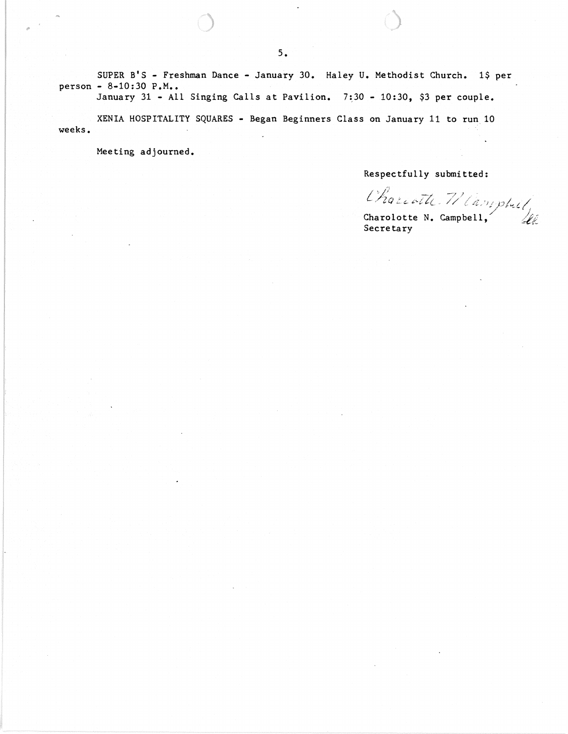SUPER B'S - Freshman Dance - January 30. Haley U. Methodist Church. 1$ per person - 8-10:30 P.M..

January 31 - All Singing Calls at Pavilion. 7:30 - 10:30, $3 per couple.

XENIA HOSPITALITY SQUARES - Began Beginners Class on January 11 to run 10 weeks.

Meeting adjourned.

Respectfully submitted:

Charolotte N. Campbell
Charolotte N. Campbell,
Secretary